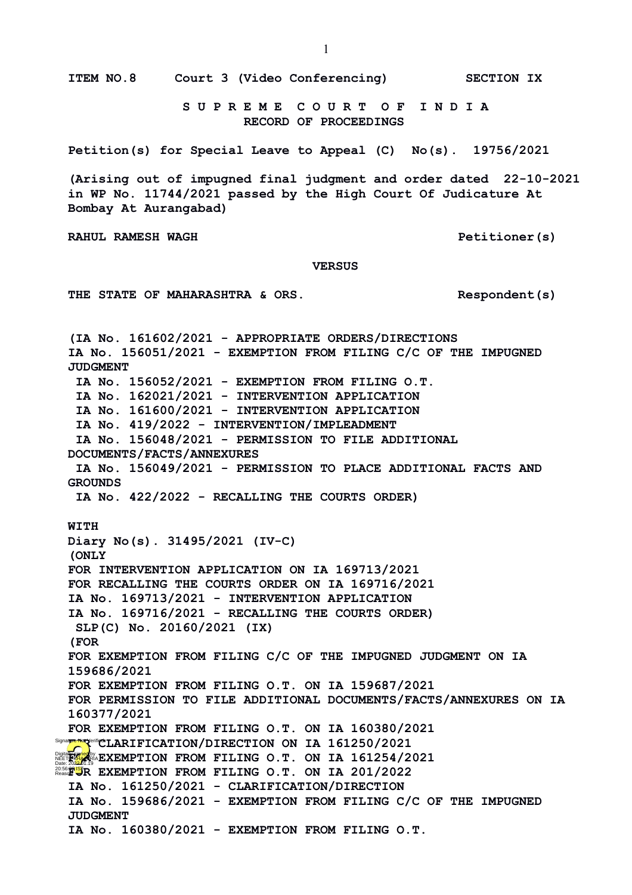ITEM NO.8 Court 3 (Video Conferencing) SECTION IX

**S U P R E M E C O U R T O F I N D I A**
**RECORD OF PROCEEDINGS**

**Petition(s) for Special Leave to Appeal (C) No(s). 19756/2021**

**(Arising out of impugned final judgment and order dated 22-10-2021 in WP No. 11744/2021 passed by the High Court Of Judicature At Bombay At Aurangabad)**

**RAHUL RAMESH WAGH** Petitioner(s)

**VERSUS**

**THE STATE OF MAHARASHTRA & ORS.** Respondent(s)

**(IA No. 161602/2021 - APPROPRIATE ORDERS/DIRECTIONS**
**IA No. 156051/2021 - EXEMPTION FROM FILING C/C OF THE IMPUGNED JUDGMENT**
**IA No. 156052/2021 - EXEMPTION FROM FILING O.T.**
**IA No. 162021/2021 - INTERVENTION APPLICATION**
**IA No. 161600/2021 - INTERVENTION APPLICATION**
**IA No. 419/2022 - INTERVENTION/IMPLEADMENT**
**IA No. 156048/2021 - PERMISSION TO FILE ADDITIONAL DOCUMENTS/FACTS/ANNEXURES**
**IA No. 156049/2021 - PERMISSION TO PLACE ADDITIONAL FACTS AND GROUNDS**
**IA No. 422/2022 - RECALLING THE COURTS ORDER)**

**WITH**
**Diary No(s). 31495/2021 (IV-C)**
**(ONLY**
**FOR INTERVENTION APPLICATION ON IA 169713/2021**
**FOR RECALLING THE COURTS ORDER ON IA 169716/2021**
**IA No. 169713/2021 - INTERVENTION APPLICATION**
**IA No. 169716/2021 - RECALLING THE COURTS ORDER)**
**SLP(C) No. 20160/2021 (IX)**
**(FOR**
**FOR EXEMPTION FROM FILING C/C OF THE IMPUGNED JUDGMENT ON IA 159686/2021**
**FOR EXEMPTION FROM FILING O.T. ON IA 159687/2021**
**FOR PERMISSION TO FILE ADDITIONAL DOCUMENTS/FACTS/ANNEXURES ON IA 160377/2021**
**FOR EXEMPTION FROM FILING O.T. ON IA 160380/2021**
**FOR CLARIFICATION/DIRECTION ON IA 161250/2021**
**FOR EXEMPTION FROM FILING O.T. ON IA 161254/2021**
**FOR EXEMPTION FROM FILING O.T. ON IA 201/2022**
**IA No. 161250/2021 - CLARIFICATION/DIRECTION**
**IA No. 159686/2021 - EXEMPTION FROM FILING C/C OF THE IMPUGNED JUDGMENT**
**IA No. 160380/2021 - EXEMPTION FROM FILING O.T.**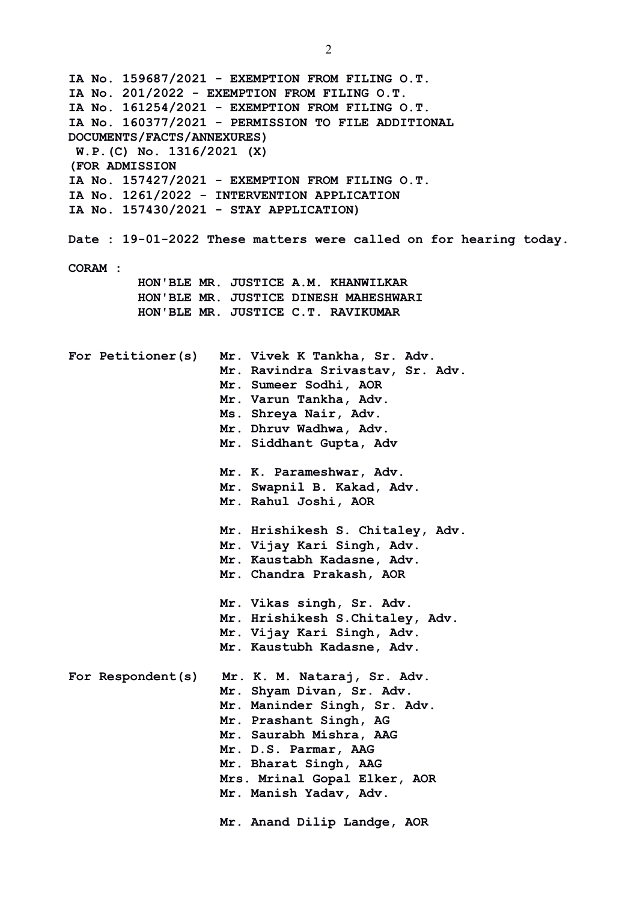IA No. 159687/2021 - EXEMPTION FROM FILING O.T.
IA No. 201/2022 - EXEMPTION FROM FILING O.T.
IA No. 161254/2021 - EXEMPTION FROM FILING O.T.
IA No. 160377/2021 - PERMISSION TO FILE ADDITIONAL DOCUMENTS/FACTS/ANNEXURES)
W.P.(C) No. 1316/2021 (X)
(FOR ADMISSION
IA No. 157427/2021 - EXEMPTION FROM FILING O.T.
IA No. 1261/2022 - INTERVENTION APPLICATION
IA No. 157430/2021 - STAY APPLICATION)

Date : 19-01-2022 These matters were called on for hearing today.

CORAM :
HON'BLE MR. JUSTICE A.M. KHANWILKAR
HON'BLE MR. JUSTICE DINESH MAHESHWARI
HON'BLE MR. JUSTICE C.T. RAVIKUMAR

For Petitioner(s)
Mr. Vivek K Tankha, Sr. Adv.
Mr. Ravindra Srivastav, Sr. Adv.
Mr. Sumeer Sodhi, AOR
Mr. Varun Tankha, Adv.
Ms. Shreya Nair, Adv.
Mr. Dhruv Wadhwa, Adv.
Mr. Siddhant Gupta, Adv

Mr. K. Parameshwar, Adv.
Mr. Swapnil B. Kakad, Adv.
Mr. Rahul Joshi, AOR

Mr. Hrishikesh S. Chitaley, Adv.
Mr. Vijay Kari Singh, Adv.
Mr. Kaustabh Kadasne, Adv.
Mr. Chandra Prakash, AOR

Mr. Vikas singh, Sr. Adv.
Mr. Hrishikesh S.Chitaley, Adv.
Mr. Vijay Kari Singh, Adv.
Mr. Kaustubh Kadasne, Adv.

For Respondent(s)
Mr. K. M. Nataraj, Sr. Adv.
Mr. Shyam Divan, Sr. Adv.
Mr. Maninder Singh, Sr. Adv.
Mr. Prashant Singh, AG
Mr. Saurabh Mishra, AAG
Mr. D.S. Parmar, AAG
Mr. Bharat Singh, AAG
Mrs. Mrinal Gopal Elker, AOR
Mr. Manish Yadav, Adv.

Mr. Anand Dilip Landge, AOR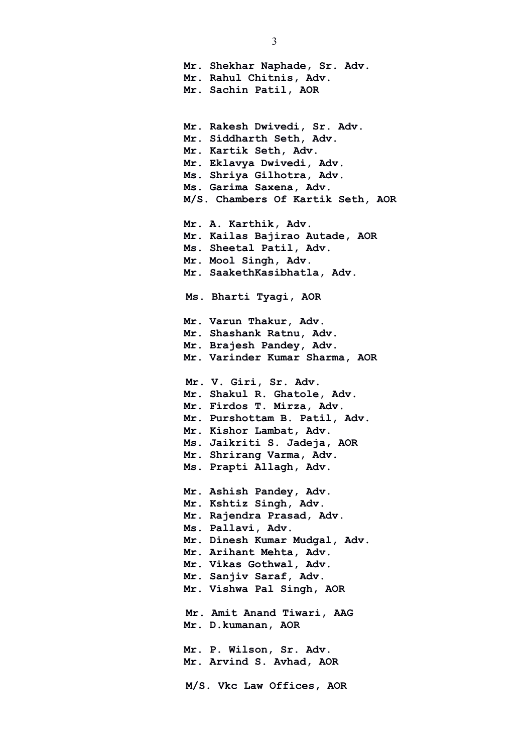**Mr. Shekhar Naphade, Sr. Adv.**
**Mr. Rahul Chitnis, Adv.**
**Mr. Sachin Patil, AOR**

**Mr. Rakesh Dwivedi, Sr. Adv.**
**Mr. Siddharth Seth, Adv.**
**Mr. Kartik Seth, Adv.**
**Mr. Eklavya Dwivedi, Adv.**
**Ms. Shriya Gilhotra, Adv.**
**Ms. Garima Saxena, Adv.**
**M/S. Chambers Of Kartik Seth, AOR**

**Mr. A. Karthik, Adv.**
**Mr. Kailas Bajirao Autade, AOR**
**Ms. Sheetal Patil, Adv.**
**Mr. Mool Singh, Adv.**
**Mr. SaakethKasibhatla, Adv.**

**Ms. Bharti Tyagi, AOR**

**Mr. Varun Thakur, Adv.**
**Mr. Shashank Ratnu, Adv.**
**Mr. Brajesh Pandey, Adv.**
**Mr. Varinder Kumar Sharma, AOR**

**Mr. V. Giri, Sr. Adv.**
**Mr. Shakul R. Ghatole, Adv.**
**Mr. Firdos T. Mirza, Adv.**
**Mr. Purshottam B. Patil, Adv.**
**Mr. Kishor Lambat, Adv.**
**Ms. Jaikriti S. Jadeja, AOR**
**Mr. Shrirang Varma, Adv.**
**Ms. Prapti Allagh, Adv.**

**Mr. Ashish Pandey, Adv.**
**Mr. Kshtiz Singh, Adv.**
**Mr. Rajendra Prasad, Adv.**
**Ms. Pallavi, Adv.**
**Mr. Dinesh Kumar Mudgal, Adv.**
**Mr. Arihant Mehta, Adv.**
**Mr. Vikas Gothwal, Adv.**
**Mr. Sanjiv Saraf, Adv.**
**Mr. Vishwa Pal Singh, AOR**

**Mr. Amit Anand Tiwari, AAG**
**Mr. D.kumanan, AOR**

**Mr. P. Wilson, Sr. Adv.**
**Mr. Arvind S. Avhad, AOR**

**M/S. Vkc Law Offices, AOR**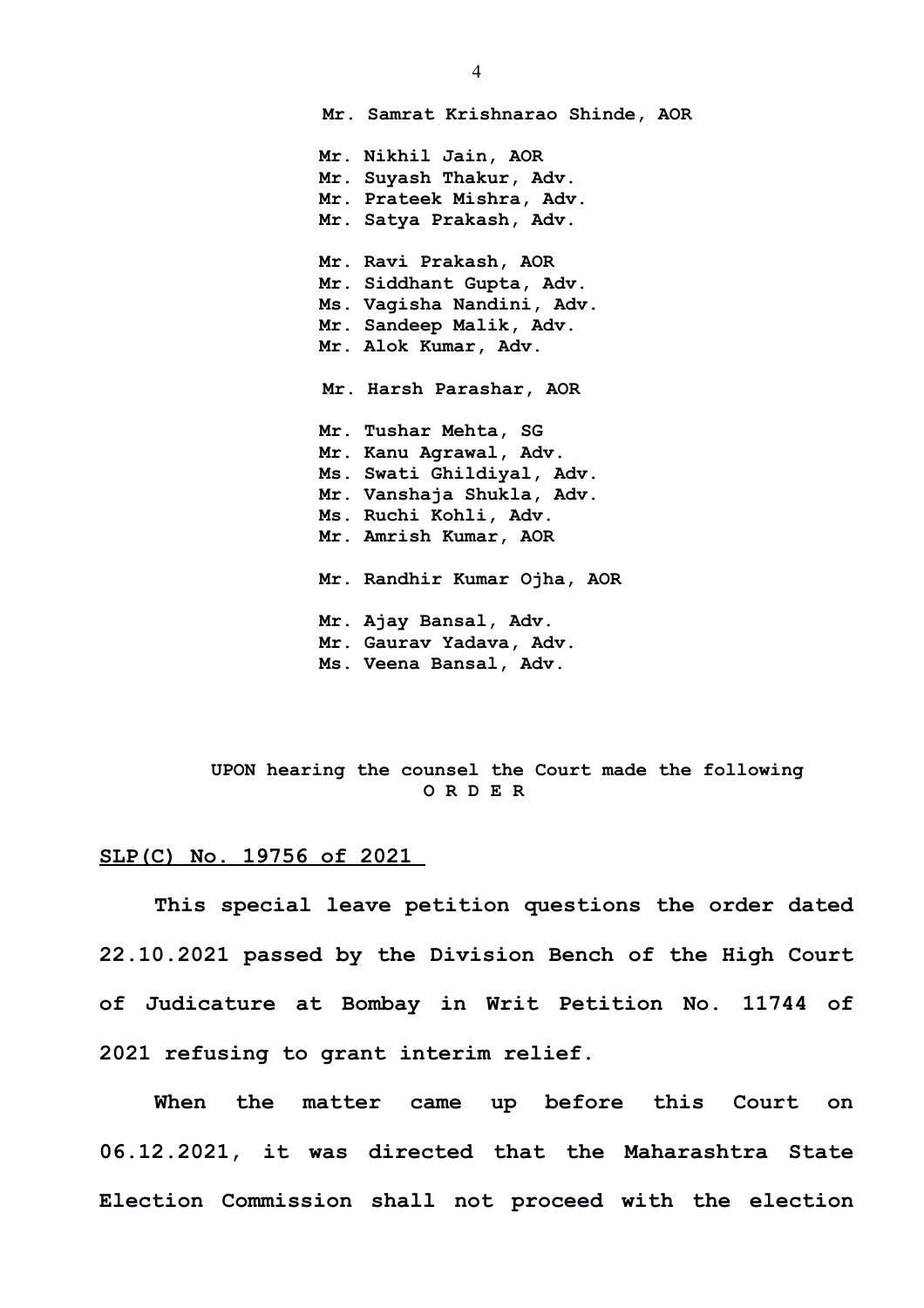**Mr. Samrat Krishnarao Shinde, AOR**

**Mr. Nikhil Jain, AOR**
**Mr. Suyash Thakur, Adv.**
**Mr. Prateek Mishra, Adv.**
**Mr. Satya Prakash, Adv.**

**Mr. Ravi Prakash, AOR**
**Mr. Siddhant Gupta, Adv.**
**Ms. Vagisha Nandini, Adv.**
**Mr. Sandeep Malik, Adv.**
**Mr. Alok Kumar, Adv.**

**Mr. Harsh Parashar, AOR**

**Mr. Tushar Mehta, SG**
**Mr. Kanu Agrawal, Adv.**
**Ms. Swati Ghildiyal, Adv.**
**Mr. Vanshaja Shukla, Adv.**
**Ms. Ruchi Kohli, Adv.**
**Mr. Amrish Kumar, AOR**

**Mr. Randhir Kumar Ojha, AOR**

**Mr. Ajay Bansal, Adv.**
**Mr. Gaurav Yadava, Adv.**
**Ms. Veena Bansal, Adv.**

**UPON hearing the counsel the Court made the following**
**O R D E R**

**SLP(C) No. 19756 of 2021**

**This special leave petition questions the order dated 22.10.2021 passed by the Division Bench of the High Court of Judicature at Bombay in Writ Petition No. 11744 of 2021 refusing to grant interim relief.**

**When the matter came up before this Court on 06.12.2021, it was directed that the Maharashtra State Election Commission shall not proceed with the election**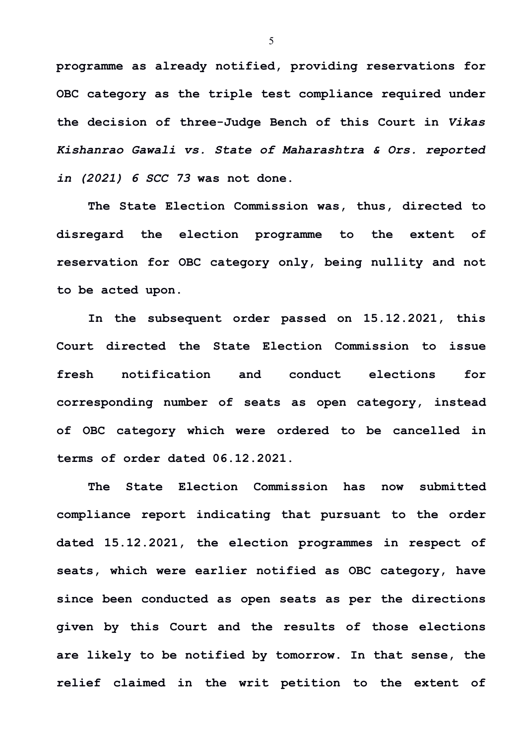**programme as already notified, providing reservations for OBC category as the triple test compliance required under the decision of three-Judge Bench of this Court in *Vikas Kishanrao Gawali vs. State of Maharashtra & Ors. reported in (2021) 6 SCC 73* was not done.**

**The State Election Commission was, thus, directed to disregard the election programme to the extent of reservation for OBC category only, being nullity and not to be acted upon.**

**In the subsequent order passed on 15.12.2021, this Court directed the State Election Commission to issue fresh notification and conduct elections for corresponding number of seats as open category, instead of OBC category which were ordered to be cancelled in terms of order dated 06.12.2021.**

**The State Election Commission has now submitted compliance report indicating that pursuant to the order dated 15.12.2021, the election programmes in respect of seats, which were earlier notified as OBC category, have since been conducted as open seats as per the directions given by this Court and the results of those elections are likely to be notified by tomorrow. In that sense, the relief claimed in the writ petition to the extent of**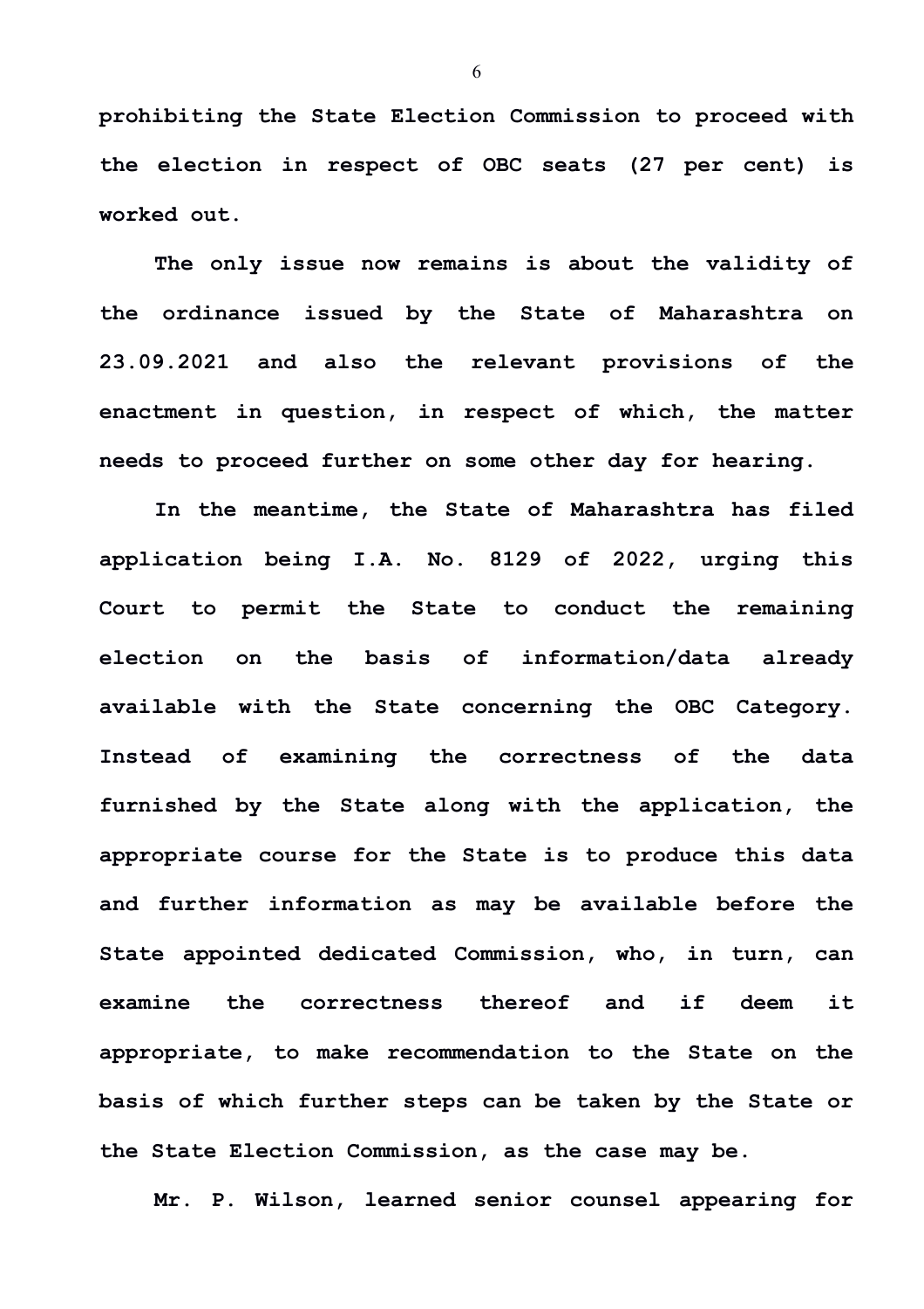**prohibiting the State Election Commission to proceed with the election in respect of OBC seats (27 per cent) is worked out.**

**The only issue now remains is about the validity of the ordinance issued by the State of Maharashtra on 23.09.2021 and also the relevant provisions of the enactment in question, in respect of which, the matter needs to proceed further on some other day for hearing.**

**In the meantime, the State of Maharashtra has filed application being I.A. No. 8129 of 2022, urging this Court to permit the State to conduct the remaining election on the basis of information/data already available with the State concerning the OBC Category. Instead of examining the correctness of the data furnished by the State along with the application, the appropriate course for the State is to produce this data and further information as may be available before the State appointed dedicated Commission, who, in turn, can examine the correctness thereof and if deem it appropriate, to make recommendation to the State on the basis of which further steps can be taken by the State or the State Election Commission, as the case may be.**

**Mr. P. Wilson, learned senior counsel appearing for**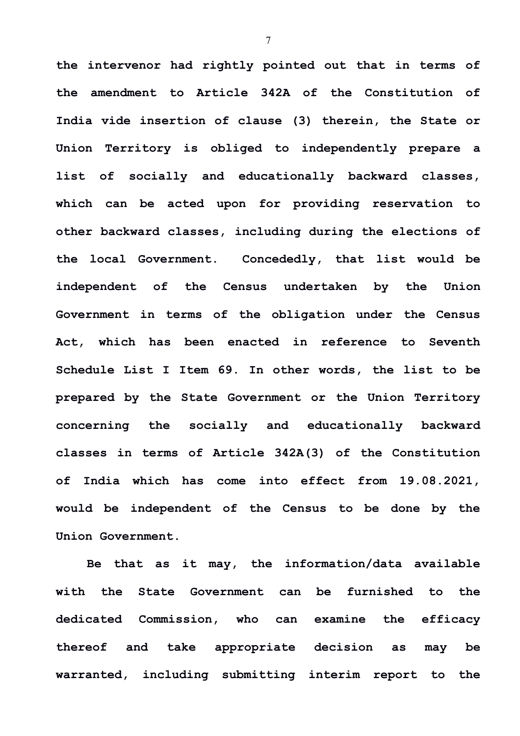**the intervenor had rightly pointed out that in terms of the amendment to Article 342A of the Constitution of India vide insertion of clause (3) therein, the State or Union Territory is obliged to independently prepare a list of socially and educationally backward classes, which can be acted upon for providing reservation to other backward classes, including during the elections of the local Government. Concededly, that list would be independent of the Census undertaken by the Union Government in terms of the obligation under the Census Act, which has been enacted in reference to Seventh Schedule List I Item 69. In other words, the list to be prepared by the State Government or the Union Territory concerning the socially and educationally backward classes in terms of Article 342A(3) of the Constitution of India which has come into effect from 19.08.2021, would be independent of the Census to be done by the Union Government.**

**Be that as it may, the information/data available with the State Government can be furnished to the dedicated Commission, who can examine the efficacy thereof and take appropriate decision as may be warranted, including submitting interim report to the**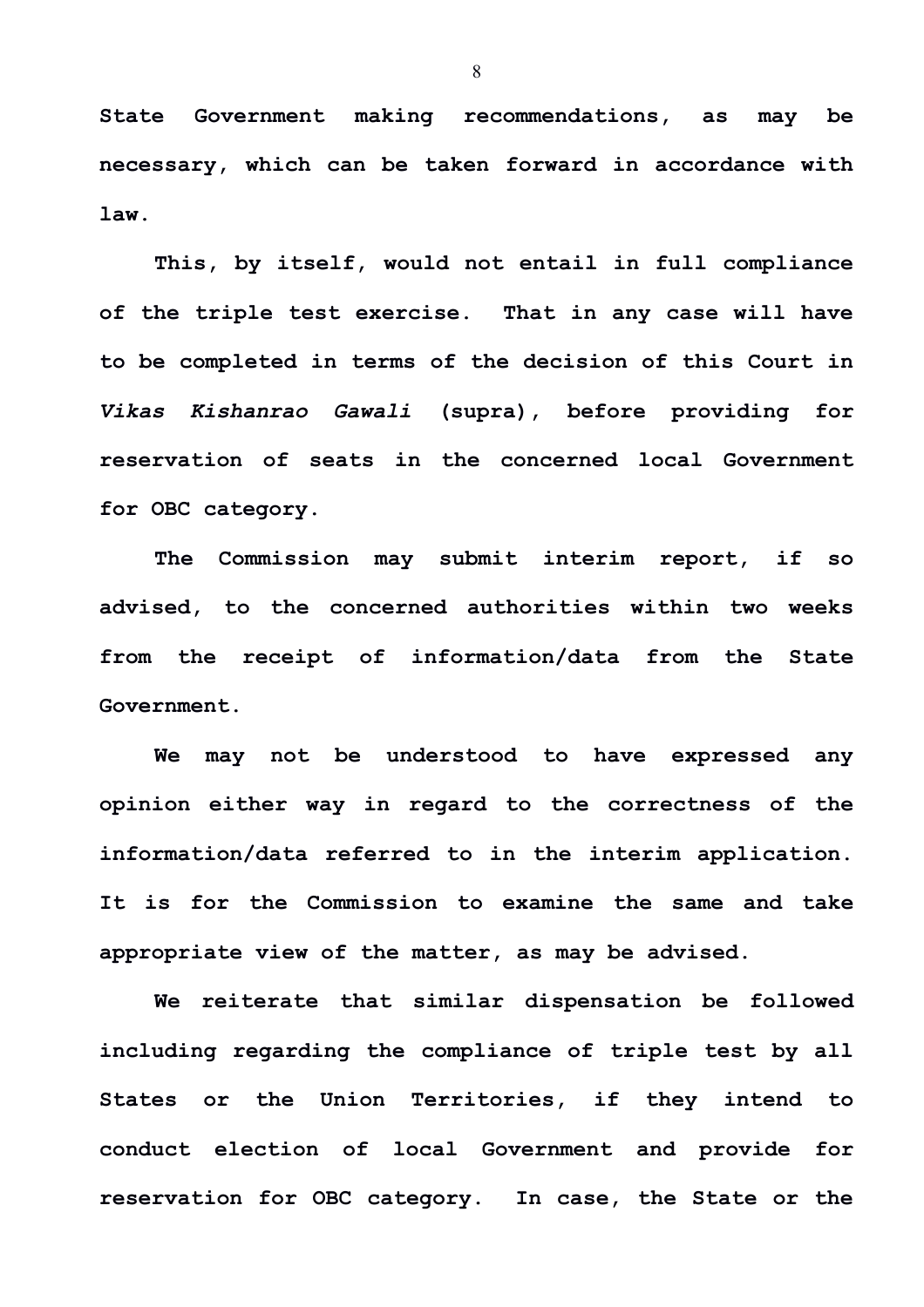**State Government making recommendations, as may be necessary, which can be taken forward in accordance with law.**

**This, by itself, would not entail in full compliance of the triple test exercise. That in any case will have to be completed in terms of the decision of this Court in *Vikas Kishanrao Gawali* (supra), before providing for reservation of seats in the concerned local Government for OBC category.**

**The Commission may submit interim report, if so advised, to the concerned authorities within two weeks from the receipt of information/data from the State Government.**

**We may not be understood to have expressed any opinion either way in regard to the correctness of the information/data referred to in the interim application. It is for the Commission to examine the same and take appropriate view of the matter, as may be advised.**

**We reiterate that similar dispensation be followed including regarding the compliance of triple test by all States or the Union Territories, if they intend to conduct election of local Government and provide for reservation for OBC category. In case, the State or the**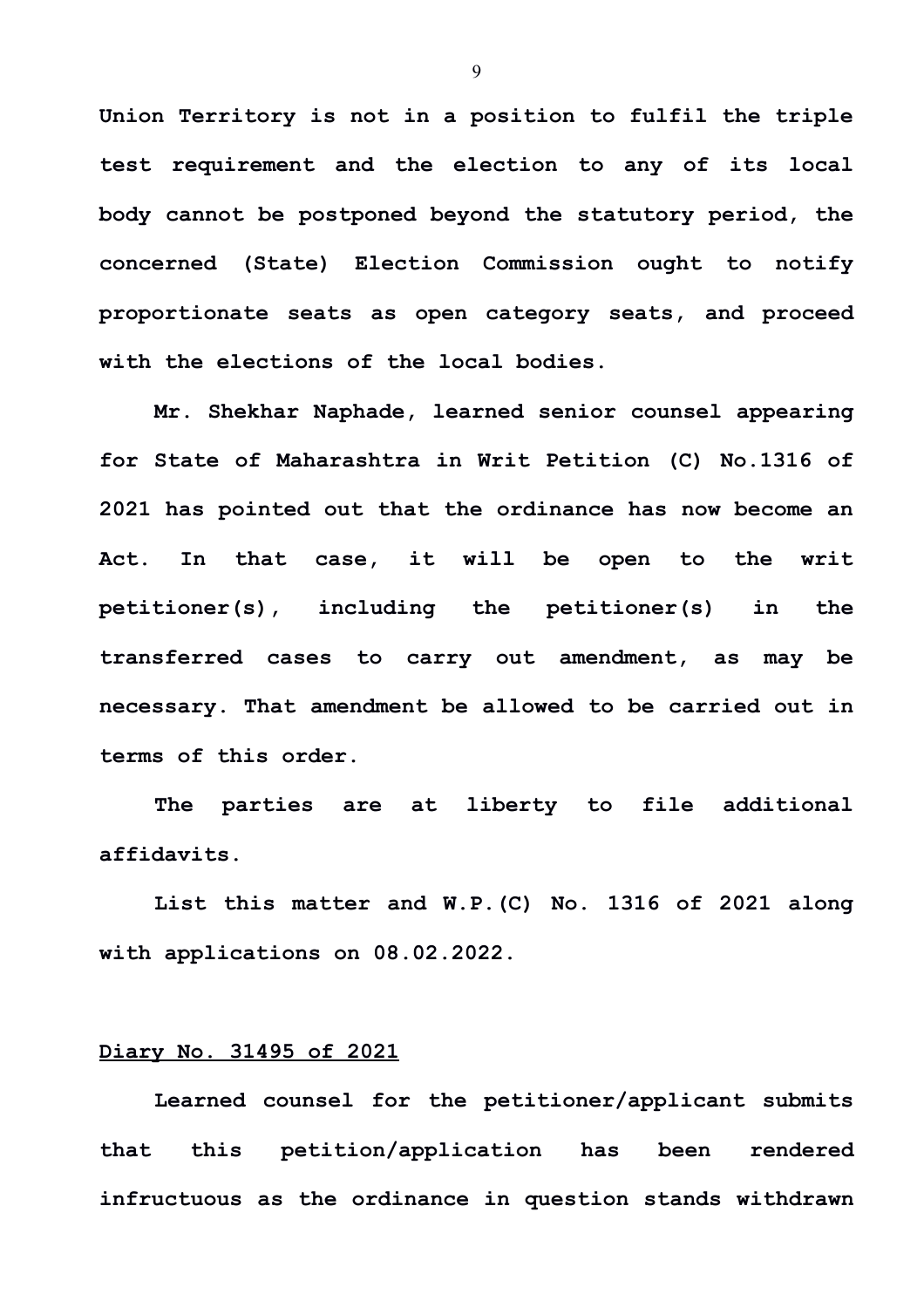**Union Territory is not in a position to fulfil the triple test requirement and the election to any of its local body cannot be postponed beyond the statutory period, the concerned (State) Election Commission ought to notify proportionate seats as open category seats, and proceed with the elections of the local bodies.**

**Mr. Shekhar Naphade, learned senior counsel appearing for State of Maharashtra in Writ Petition (C) No.1316 of 2021 has pointed out that the ordinance has now become an Act. In that case, it will be open to the writ petitioner(s), including the petitioner(s) in the transferred cases to carry out amendment, as may be necessary. That amendment be allowed to be carried out in terms of this order.**

**The parties are at liberty to file additional affidavits.**

**List this matter and W.P.(C) No. 1316 of 2021 along with applications on 08.02.2022.**

**<u>Diary No. 31495 of 2021</u>**

**Learned counsel for the petitioner/applicant submits that this petition/application has been rendered infructuous as the ordinance in question stands withdrawn**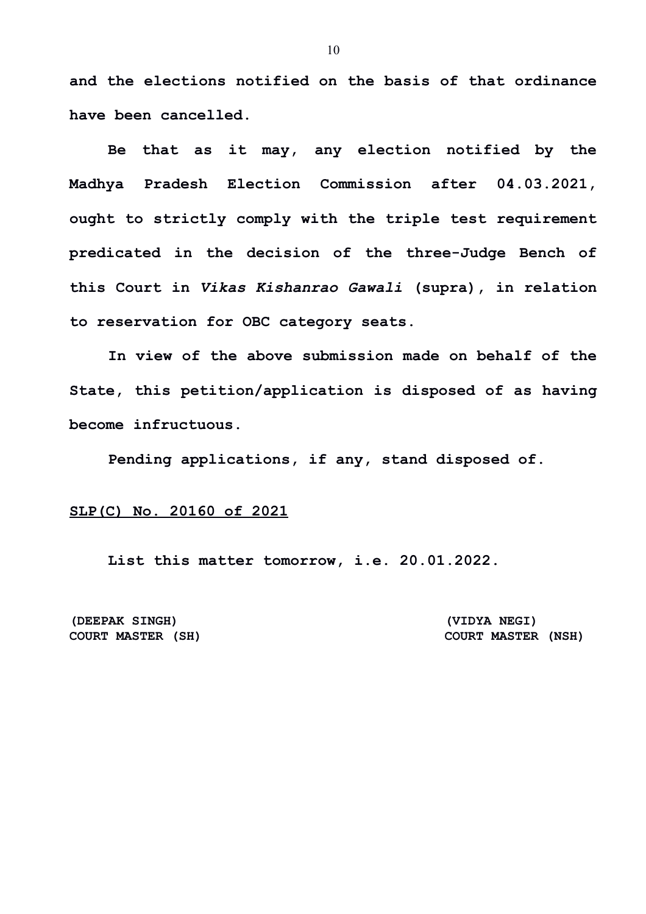**and the elections notified on the basis of that ordinance have been cancelled.**

**Be that as it may, any election notified by the Madhya Pradesh Election Commission after 04.03.2021, ought to strictly comply with the triple test requirement predicated in the decision of the three-Judge Bench of this Court in *Vikas Kishanrao Gawali* (supra), in relation to reservation for OBC category seats.**

**In view of the above submission made on behalf of the State, this petition/application is disposed of as having become infructuous.**

**Pending applications, if any, stand disposed of.**

**<u>SLP(C) No. 20160 of 2021</u>**

**List this matter tomorrow, i.e. 20.01.2022.**

| | |
|---|---|
| **(DEEPAK SINGH)** | **(VIDYA NEGI)** |
| **COURT MASTER (SH)** | **COURT MASTER (NSH)** |